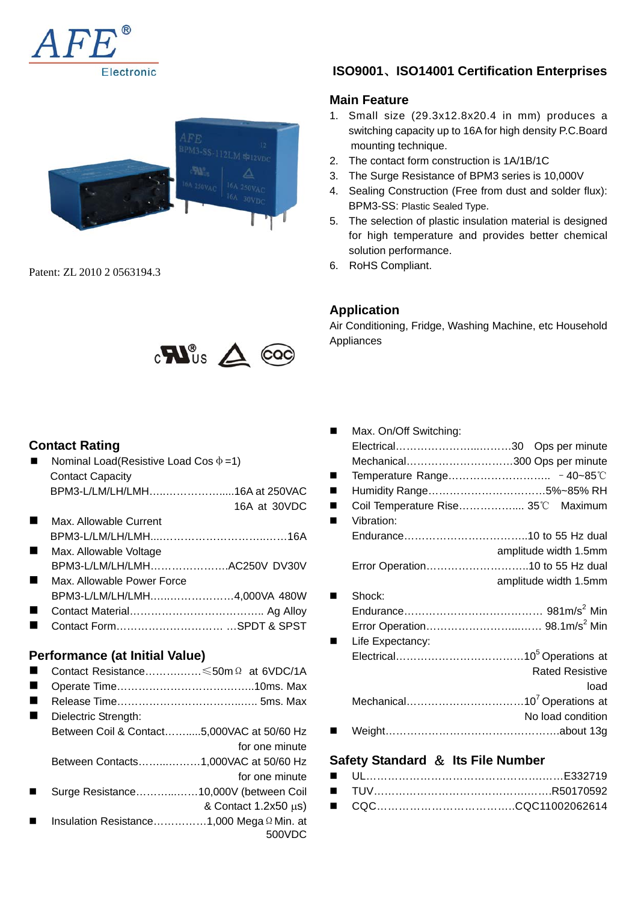AFE® Electronic

## ISO9001、ISO14001 Certification Enterprises

Patent: ZL 2010 2 0563194.3

### Main Feature

1. Small size (29.3x12.8x20.4 in mm) produces a switching capacity up to 16A for high density P.C.Board mounting technique.
2. The contact form construction is 1A/1B/1C
3. The Surge Resistance of BPM3 series is 10,000V
4. Sealing Construction (Free from dust and solder flux): BPM3-SS: Plastic Sealed Type.
5. The selection of plastic insulation material is designed for high temperature and provides better chemical solution performance.
6. RoHS Compliant.

### Application

Air Conditioning, Fridge, Washing Machine, etc Household Appliances

### Contact Rating

- Nominal Load(Resistive Load Cos ф =1)
  Contact Capacity
  BPM3-L/LM/LH/LMH…...………….......16A at 250VAC
  16A at 30VDC
- Max. Allowable Current
  BPM3-L/LM/LH/LMH...……………………...……16A
- Max. Allowable Voltage
  BPM3-L/LM/LH/LMH………………….AC250V DV30V
- Max. Allowable Power Force
  BPM3-L/LM/LH/LMH…...………………4,000VA 480W
- Contact Material……………………………….. Ag Alloy
- Contact Form………………………… …SPDT & SPST

### Performance (at Initial Value)

- Contact Resistance…………..…≤50mΩ at 6VDC/1A
- Operate Time………………………….……..10ms. Max
- Release Time……………………………..…. 5ms. Max
- Dielectric Strength:
  Between Coil & Contact…….....5,000VAC at 50/60 Hz for one minute
  Between Contacts……...………1,000VAC at 50/60 Hz for one minute
- Surge Resistance………....……10,000V (between Coil & Contact 1.2x50 µs)
- Insulation Resistance……………1,000 MegaΩ Min. at 500VDC

- Max. On/Off Switching:
  Electrical……………………...………30 Ops per minute
  Mechanical…………………………300 Ops per minute
- Temperature Range……………………….. －40~85℃
- Humidity Range……………………………5%~85% RH
- Coil Temperature Rise……………..... 35℃ Maximum
- Vibration:
  Endurance……………………………..10 to 55 Hz dual amplitude width 1.5mm
  Error Operation………………………..10 to 55 Hz dual amplitude width 1.5mm
- Shock:
  Endurance………………………………… 981m/s$^2$ Min
  Error Operation……………………...…. 98.1m/s$^2$ Min
- Life Expectancy:
  Electrical………………………………10$^5$ Operations at Rated Resistive load
  Mechanical……………………………10$^7$ Operations at No load condition
- Weight…………………………………………….about 13g

### Safety Standard ＆ Its File Number

- UL………………………………………….….……E332719
- TUV……………………………………….….….R50170592
- CQC……………………………….CQC11002062614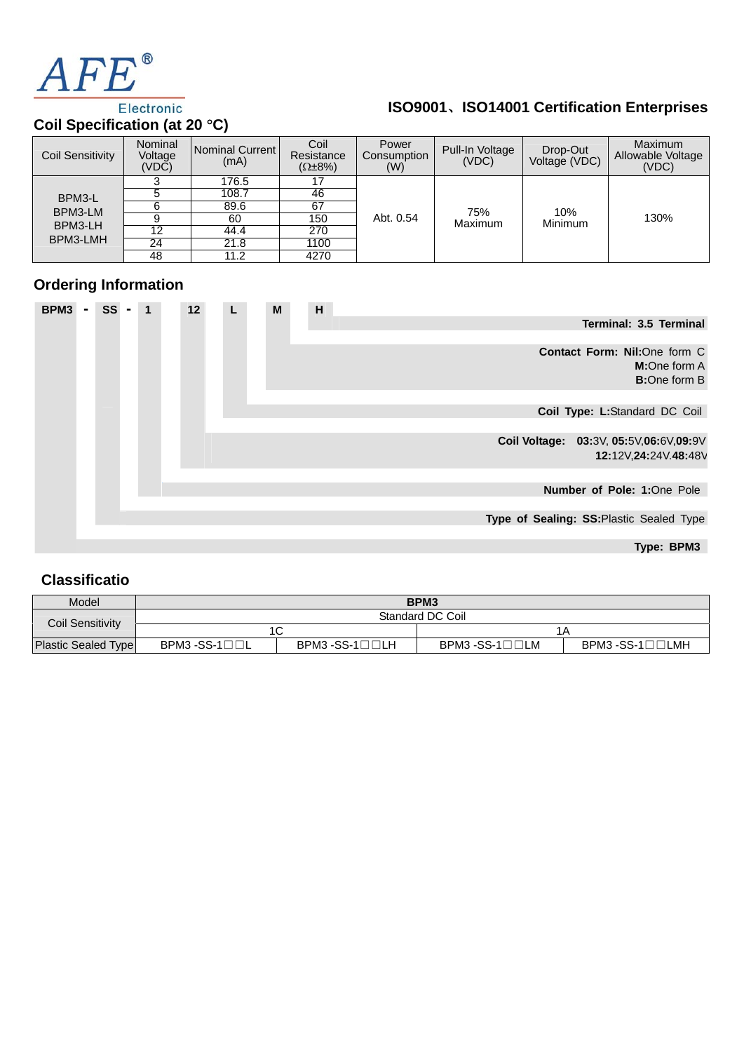AFE® Electronic

**ISO9001、ISO14001 Certification Enterprises**

## Coil Specification (at 20 °C)

| Coil Sensitivity | Nominal Voltage (VDC) | Nominal Current (mA) | Coil Resistance (Ω±8%) | Power Consumption (W) | Pull-In Voltage (VDC) | Drop-Out Voltage (VDC) | Maximum Allowable Voltage (VDC) |
|---|---|---|---|---|---|---|---|
| BPM3-L<br>BPM3-LM<br>BPM3-LH<br>BPM3-LMH | 3 | 176.5 | 17 | Abt. 0.54 | 75% Maximum | 10% Minimum | 130% |
| | 5 | 108.7 | 46 | | | | |
| | 6 | 89.6 | 67 | | | | |
| | 9 | 60 | 150 | | | | |
| | 12 | 44.4 | 270 | | | | |
| | 24 | 21.8 | 1100 | | | | |
| | 48 | 11.2 | 4270 | | | | |

## Ordering Information

BPM3 - SS - 1 12 L M H

- **Terminal: 3.5 Terminal** (H)
- **Contact Form: Nil:**One form C; **M:**One form A; **B:**One form B (M)
- **Coil Type: L:**Standard DC Coil (L)
- **Coil Voltage: 03:**3V, **05:**5V,**06:**6V,**09:**9V, **12:**12V,**24:**24V.**48:**48V (12)
- **Number of Pole: 1:**One Pole (1)
- **Type of Sealing: SS:**Plastic Sealed Type (SS)
- **Type: BPM3** (BPM3)

## Classificatio

| Model | BPM3 | | | |
|---|---|---|---|---|
| Coil Sensitivity | Standard DC Coil | | | |
| | 1C | | 1A | |
| Plastic Sealed Type | BPM3 -SS-1□□L | BPM3 -SS-1□□LH | BPM3 -SS-1□□LM | BPM3 -SS-1□□LMH |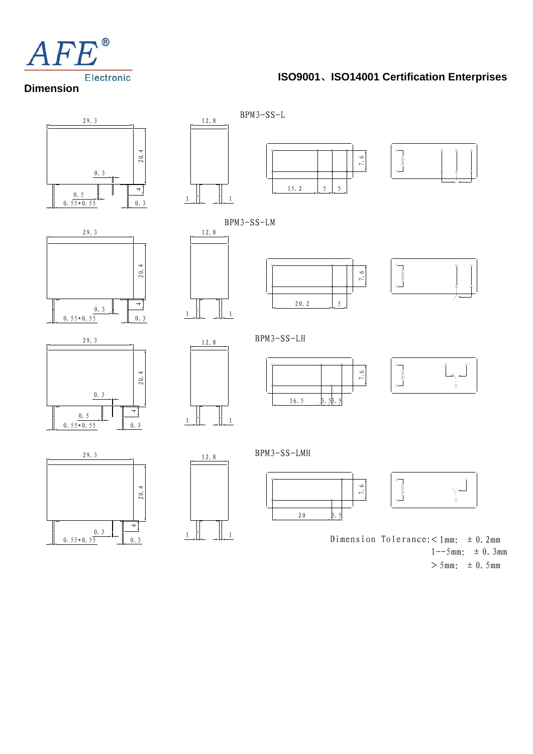## Dimension

ISO9001、ISO14001 Certification Enterprises

BPM3-SS-L

29.3
20.4
0.3
4
0.5
0.55*0.55
0.3
12.8
1
1
7.6
15.2
5
5

BPM3-SS-LM

29.3
20.4
0.3
4
0.55*0.55
0.3
12.8
1
1
7.6
20.2
5

BPM3-SS-LH

29.3
20.4
0.3
4
0.5
0.55*0.55
0.3
12.8
1
1
7.6
16.5
3.5
3.5

BPM3-SS-LMH

29.3
20.4
0.3
4
0.55*0.55
0.3
12.8
1
1
7.6
20
3.5

Dimension Tolerance: < 1mm: ± 0.2mm
1--5mm: ± 0.3mm
> 5mm: ± 0.5mm